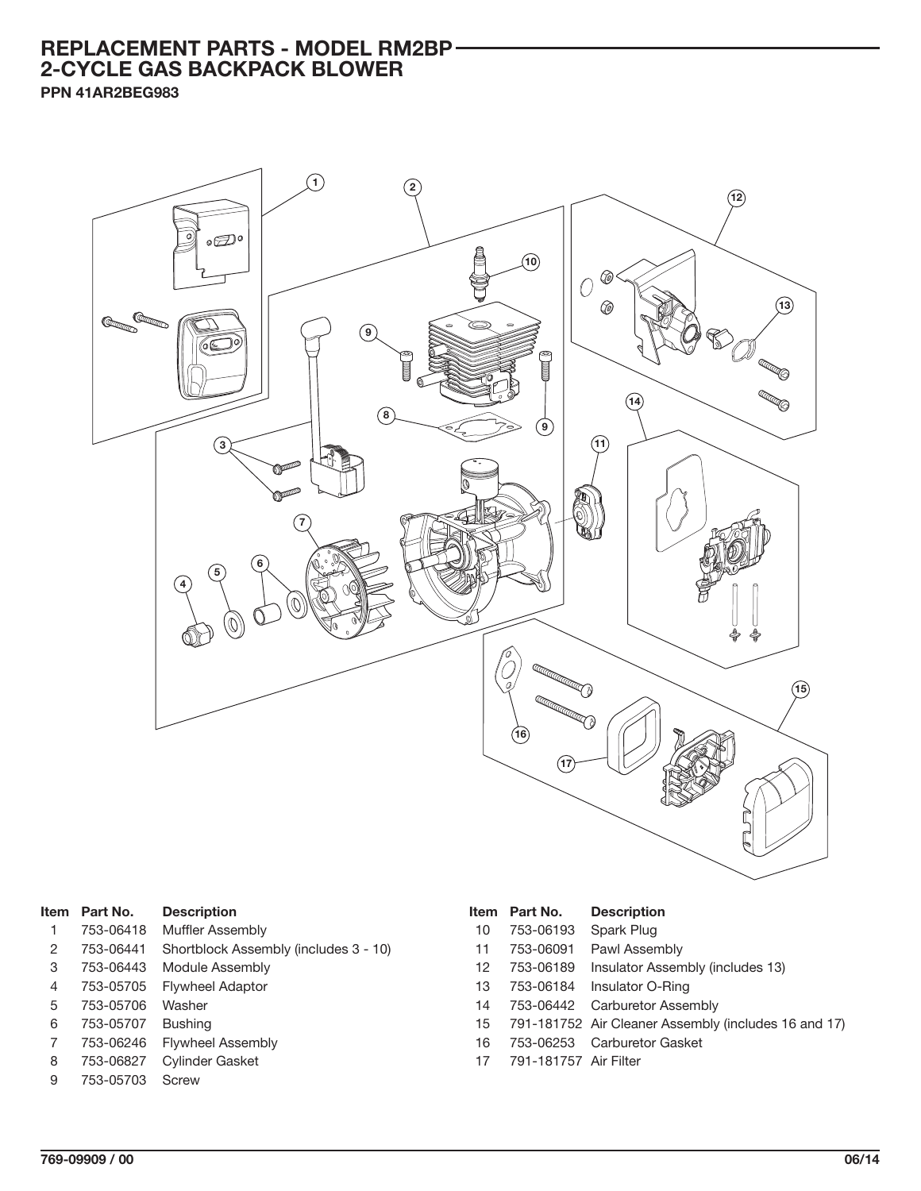# REPLACEMENT PARTS - MODEL RM2BP
## 2-CYCLE GAS BACKPACK BLOWER

**PPN 41AR2BEG983**

| Item | Part No. | Description |
|---|---|---|
| 1 | 753-06418 | Muffler Assembly |
| 2 | 753-06441 | Shortblock Assembly (includes 3 - 10) |
| 3 | 753-06443 | Module Assembly |
| 4 | 753-05705 | Flywheel Adaptor |
| 5 | 753-05706 | Washer |
| 6 | 753-05707 | Bushing |
| 7 | 753-06246 | Flywheel Assembly |
| 8 | 753-06827 | Cylinder Gasket |
| 9 | 753-05703 | Screw |
| 10 | 753-06193 | Spark Plug |
| 11 | 753-06091 | Pawl Assembly |
| 12 | 753-06189 | Insulator Assembly (includes 13) |
| 13 | 753-06184 | Insulator O-Ring |
| 14 | 753-06442 | Carburetor Assembly |
| 15 | 791-181752 | Air Cleaner Assembly (includes 16 and 17) |
| 16 | 753-06253 | Carburetor Gasket |
| 17 | 791-181757 | Air Filter |

769-09909 / 00

06/14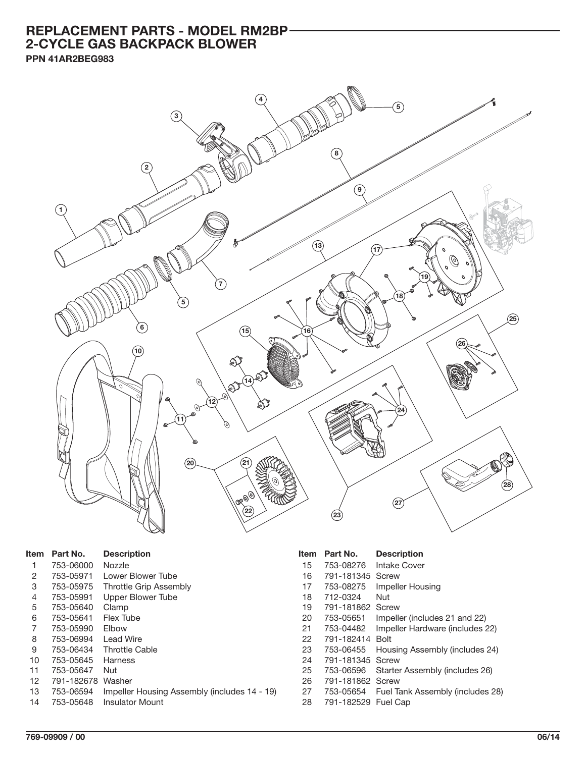# REPLACEMENT PARTS - MODEL RM2BP
## 2-CYCLE GAS BACKPACK BLOWER

**PPN 41AR2BEG983**

| Item | Part No. | Description |
|---|---|---|
| 1 | 753-06000 | Nozzle |
| 2 | 753-05971 | Lower Blower Tube |
| 3 | 753-05975 | Throttle Grip Assembly |
| 4 | 753-05991 | Upper Blower Tube |
| 5 | 753-05640 | Clamp |
| 6 | 753-05641 | Flex Tube |
| 7 | 753-05990 | Elbow |
| 8 | 753-06994 | Lead Wire |
| 9 | 753-06434 | Throttle Cable |
| 10 | 753-05645 | Harness |
| 11 | 753-05647 | Nut |
| 12 | 791-182678 | Washer |
| 13 | 753-06594 | Impeller Housing Assembly (includes 14 - 19) |
| 14 | 753-05648 | Insulator Mount |
| 15 | 753-08276 | Intake Cover |
| 16 | 791-181345 | Screw |
| 17 | 753-08275 | Impeller Housing |
| 18 | 712-0324 | Nut |
| 19 | 791-181862 | Screw |
| 20 | 753-05651 | Impeller (includes 21 and 22) |
| 21 | 753-04482 | Impeller Hardware (includes 22) |
| 22 | 791-182414 | Bolt |
| 23 | 753-06455 | Housing Assembly (includes 24) |
| 24 | 791-181345 | Screw |
| 25 | 753-06596 | Starter Assembly (includes 26) |
| 26 | 791-181862 | Screw |
| 27 | 753-05654 | Fuel Tank Assembly (includes 28) |
| 28 | 791-182529 | Fuel Cap |

769-09909 / 00 06/14